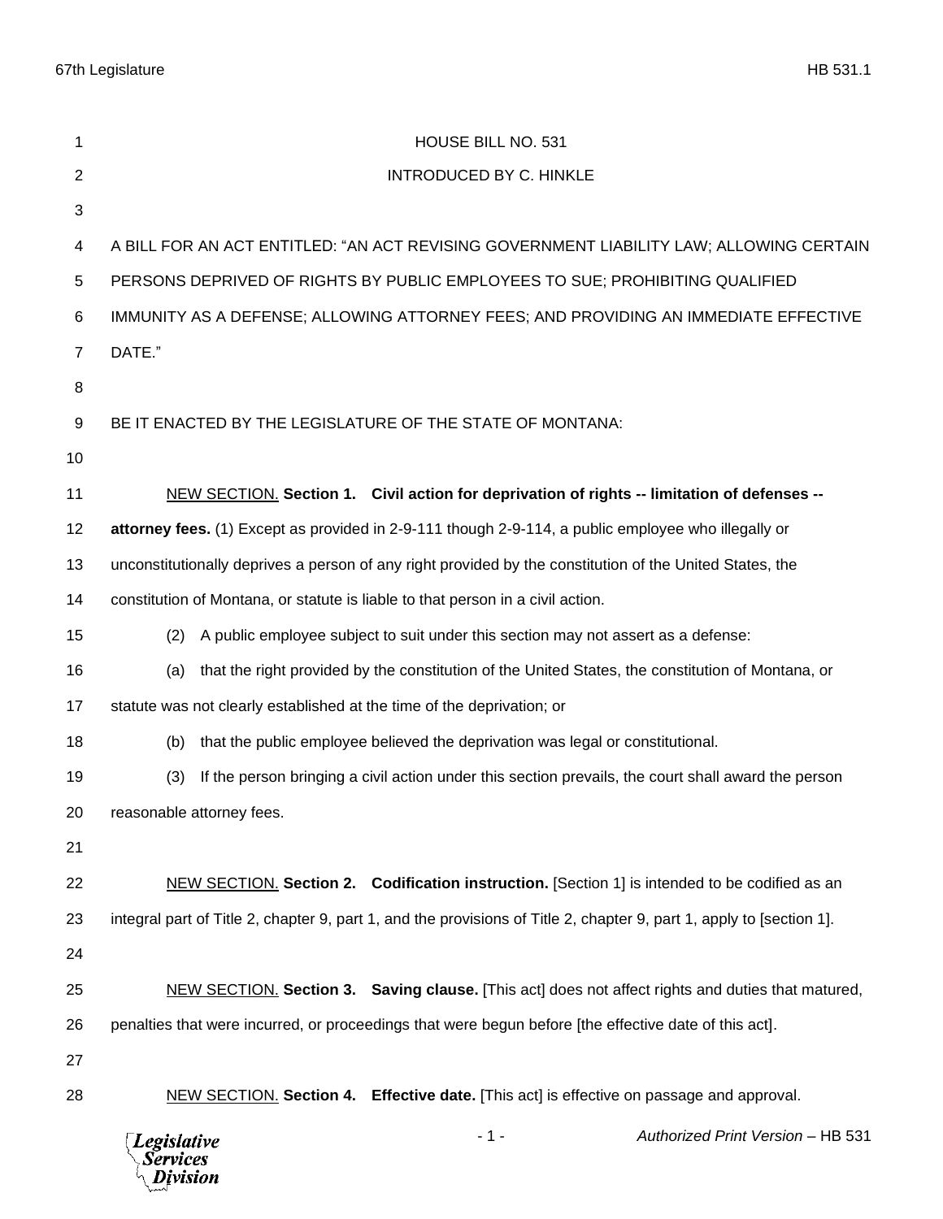# HOUSE BILL NO. 531

## INTRODUCED BY C. HINKLE

A BILL FOR AN ACT ENTITLED: "AN ACT REVISING GOVERNMENT LIABILITY LAW; ALLOWING CERTAIN PERSONS DEPRIVED OF RIGHTS BY PUBLIC EMPLOYEES TO SUE; PROHIBITING QUALIFIED IMMUNITY AS A DEFENSE; ALLOWING ATTORNEY FEES; AND PROVIDING AN IMMEDIATE EFFECTIVE DATE."

BE IT ENACTED BY THE LEGISLATURE OF THE STATE OF MONTANA:

NEW SECTION. **Section 1. Civil action for deprivation of rights -- limitation of defenses -- attorney fees.** (1) Except as provided in 2-9-111 though 2-9-114, a public employee who illegally or unconstitutionally deprives a person of any right provided by the constitution of the United States, the constitution of Montana, or statute is liable to that person in a civil action.

(2) A public employee subject to suit under this section may not assert as a defense:

(a) that the right provided by the constitution of the United States, the constitution of Montana, or statute was not clearly established at the time of the deprivation; or

(b) that the public employee believed the deprivation was legal or constitutional.

(3) If the person bringing a civil action under this section prevails, the court shall award the person reasonable attorney fees.

NEW SECTION. **Section 2. Codification instruction.** [Section 1] is intended to be codified as an integral part of Title 2, chapter 9, part 1, and the provisions of Title 2, chapter 9, part 1, apply to [section 1].

NEW SECTION. **Section 3. Saving clause.** [This act] does not affect rights and duties that matured, penalties that were incurred, or proceedings that were begun before [the effective date of this act].

NEW SECTION. **Section 4. Effective date.** [This act] is effective on passage and approval.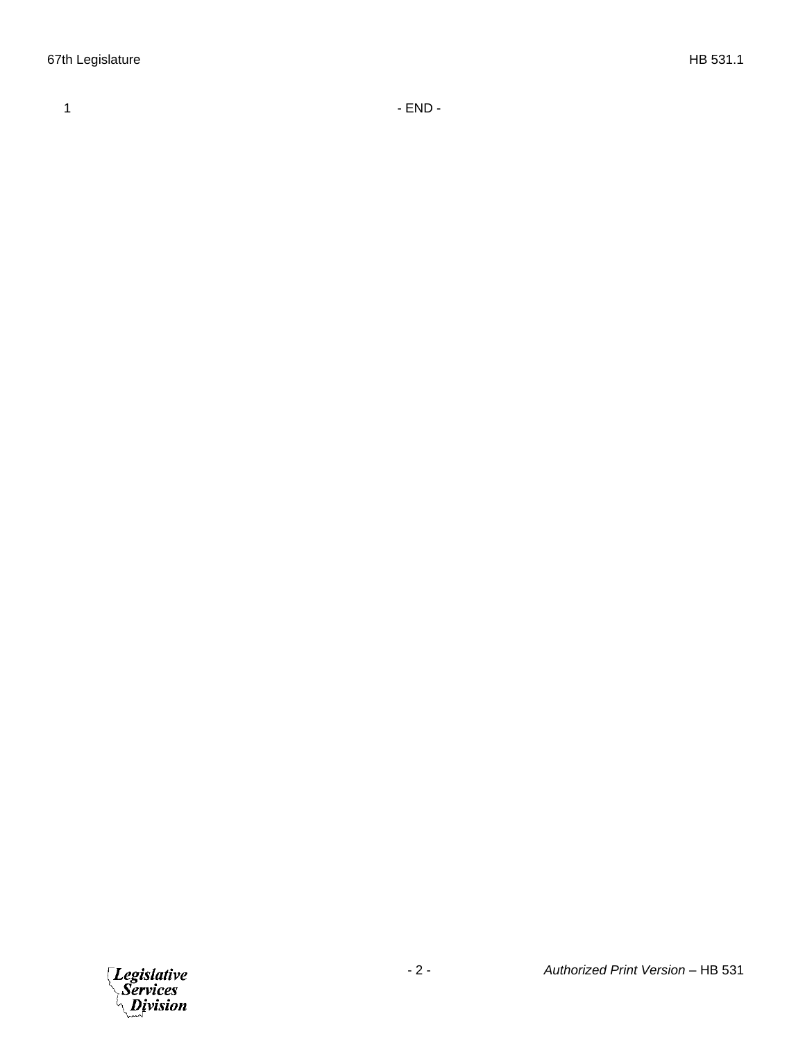- END -